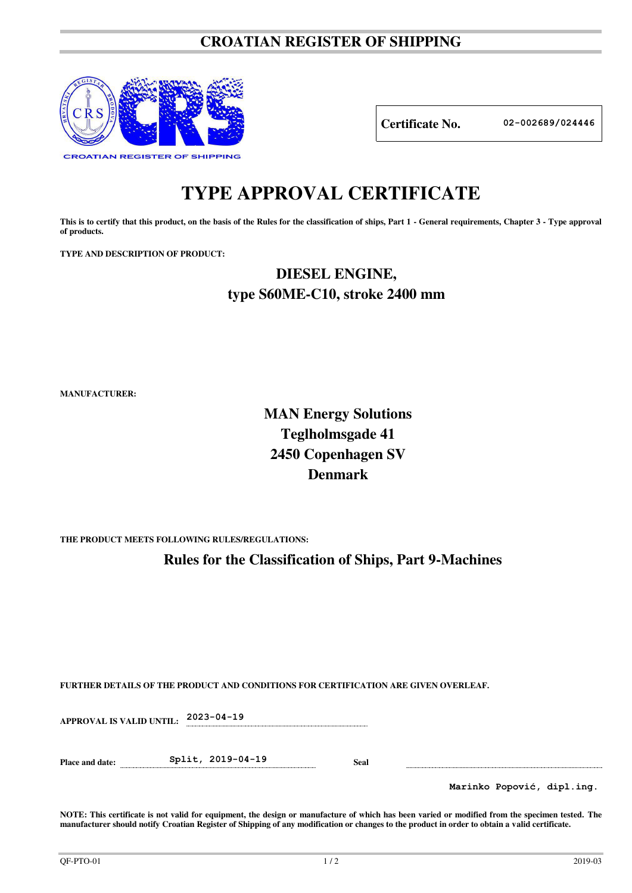# CROATIAN REGISTER OF SHIPPING

**Certificate No.** 02-002689/024446

# TYPE APPROVAL CERTIFICATE

**This is to certify that this product, on the basis of the Rules for the classification of ships, Part 1 - General requirements, Chapter 3 - Type approval of products.**

**TYPE AND DESCRIPTION OF PRODUCT:**

## DIESEL ENGINE, type S60ME-C10, stroke 2400 mm

**MANUFACTURER:**

**MAN Energy Solutions**
**Teglholmsgade 41**
**2450 Copenhagen SV**
**Denmark**

**THE PRODUCT MEETS FOLLOWING RULES/REGULATIONS:**

**Rules for the Classification of Ships, Part 9-Machines**

**FURTHER DETAILS OF THE PRODUCT AND CONDITIONS FOR CERTIFICATION ARE GIVEN OVERLEAF.**

**APPROVAL IS VALID UNTIL:** 2023-04-19

**Place and date:** Split, 2019-04-19

**Seal**

Marinko Popović, dipl.ing.

**NOTE: This certificate is not valid for equipment, the design or manufacture of which has been varied or modified from the specimen tested. The manufacturer should notify Croatian Register of Shipping of any modification or changes to the product in order to obtain a valid certificate.**

QF-PTO-01 2019-03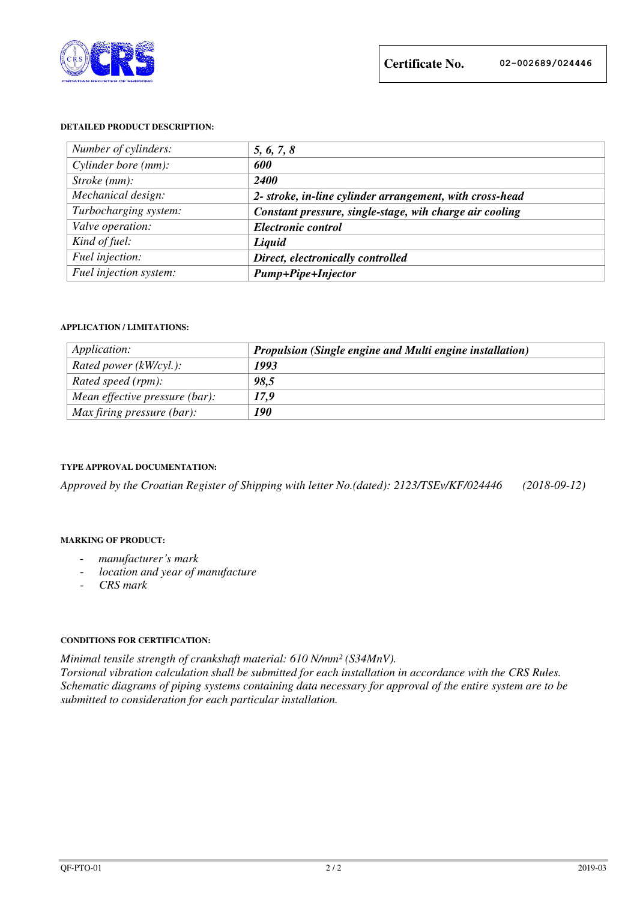**Certificate No.** 02-002689/024446

#### DETAILED PRODUCT DESCRIPTION:

| | |
|---|---|
| *Number of cylinders:* | ***5, 6, 7, 8*** |
| *Cylinder bore (mm):* | ***600*** |
| *Stroke (mm):* | ***2400*** |
| *Mechanical design:* | ***2- stroke, in-line cylinder arrangement, with cross-head*** |
| *Turbocharging system:* | ***Constant pressure, single-stage, wih charge air cooling*** |
| *Valve operation:* | ***Electronic control*** |
| *Kind of fuel:* | ***Liquid*** |
| *Fuel injection:* | ***Direct, electronically controlled*** |
| *Fuel injection system:* | ***Pump+Pipe+Injector*** |

#### APPLICATION / LIMITATIONS:

| | |
|---|---|
| *Application:* | ***Propulsion (Single engine and Multi engine installation)*** |
| *Rated power (kW/cyl.):* | ***1993*** |
| *Rated speed (rpm):* | ***98,5*** |
| *Mean effective pressure (bar):* | ***17,9*** |
| *Max firing pressure (bar):* | ***190*** |

#### TYPE APPROVAL DOCUMENTATION:

*Approved by the Croatian Register of Shipping with letter No.(dated): 2123/TSEv/KF/024446 (2018-09-12)*

#### MARKING OF PRODUCT:

- *manufacturer's mark*
- *location and year of manufacture*
- *CRS mark*

#### CONDITIONS FOR CERTIFICATION:

*Minimal tensile strength of crankshaft material: 610 N/mm² (S34MnV).*
*Torsional vibration calculation shall be submitted for each installation in accordance with the CRS Rules.*
*Schematic diagrams of piping systems containing data necessary for approval of the entire system are to be submitted to consideration for each particular installation.*